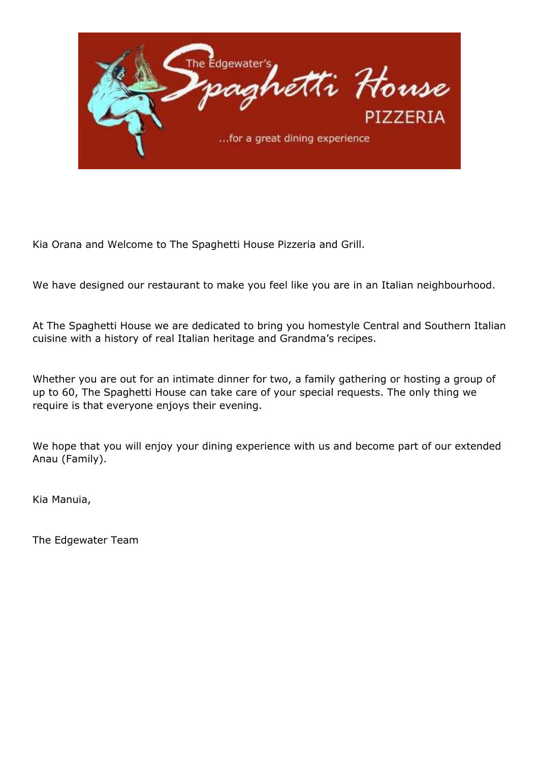The Edgewater's **Spaghetti House**

PIZZERIA

...for a great dining experience

Kia Orana and Welcome to The Spaghetti House Pizzeria and Grill.

We have designed our restaurant to make you feel like you are in an Italian neighbourhood.

At The Spaghetti House we are dedicated to bring you homestyle Central and Southern Italian cuisine with a history of real Italian heritage and Grandma's recipes.

Whether you are out for an intimate dinner for two, a family gathering or hosting a group of up to 60, The Spaghetti House can take care of your special requests. The only thing we require is that everyone enjoys their evening.

We hope that you will enjoy your dining experience with us and become part of our extended Anau (Family).

Kia Manuia,

The Edgewater Team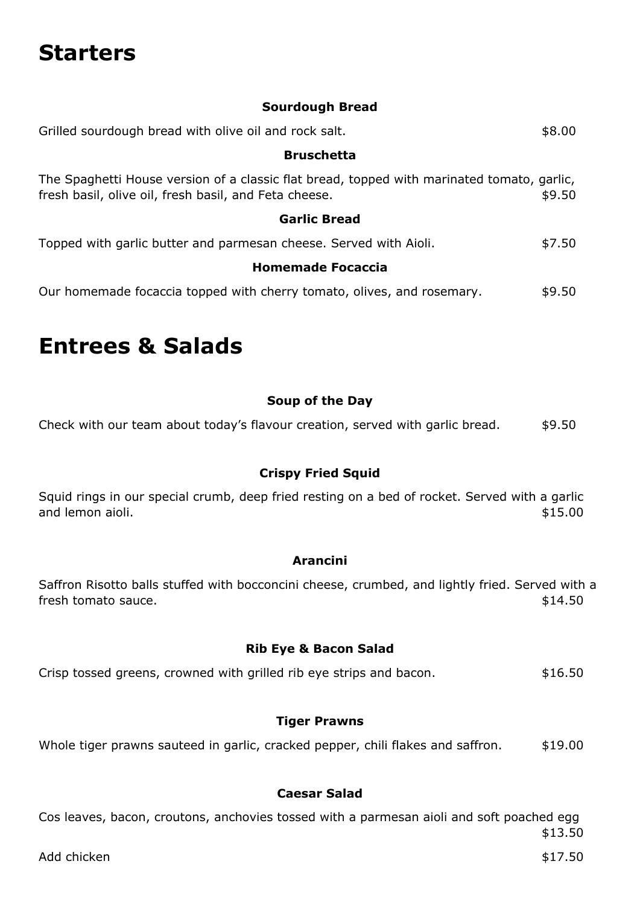# Starters

### Sourdough Bread

Grilled sourdough bread with olive oil and rock salt. $8.00

### Bruschetta

The Spaghetti House version of a classic flat bread, topped with marinated tomato, garlic, fresh basil, olive oil, fresh basil, and Feta cheese. $9.50

### Garlic Bread

Topped with garlic butter and parmesan cheese. Served with Aioli. $7.50

### Homemade Focaccia

Our homemade focaccia topped with cherry tomato, olives, and rosemary. $9.50

# Entrees & Salads

### Soup of the Day

Check with our team about today's flavour creation, served with garlic bread. $9.50

### Crispy Fried Squid

Squid rings in our special crumb, deep fried resting on a bed of rocket. Served with a garlic and lemon aioli. $15.00

### Arancini

Saffron Risotto balls stuffed with bocconcini cheese, crumbed, and lightly fried. Served with a fresh tomato sauce. $14.50

### Rib Eye & Bacon Salad

Crisp tossed greens, crowned with grilled rib eye strips and bacon. $16.50

### Tiger Prawns

Whole tiger prawns sauteed in garlic, cracked pepper, chili flakes and saffron. $19.00

### Caesar Salad

Cos leaves, bacon, croutons, anchovies tossed with a parmesan aioli and soft poached egg $13.50

Add chicken $17.50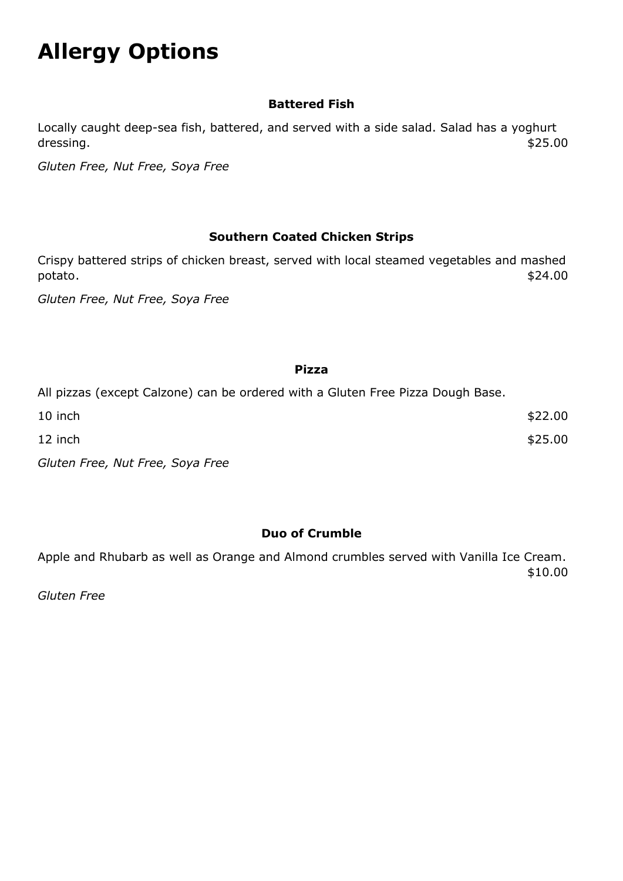# Allergy Options

### Battered Fish

Locally caught deep-sea fish, battered, and served with a side salad. Salad has a yoghurt dressing. $25.00

*Gluten Free, Nut Free, Soya Free*

### Southern Coated Chicken Strips

Crispy battered strips of chicken breast, served with local steamed vegetables and mashed potato. $24.00

*Gluten Free, Nut Free, Soya Free*

### Pizza

All pizzas (except Calzone) can be ordered with a Gluten Free Pizza Dough Base.

10 inch $22.00

12 inch $25.00

*Gluten Free, Nut Free, Soya Free*

### Duo of Crumble

Apple and Rhubarb as well as Orange and Almond crumbles served with Vanilla Ice Cream. $10.00

*Gluten Free*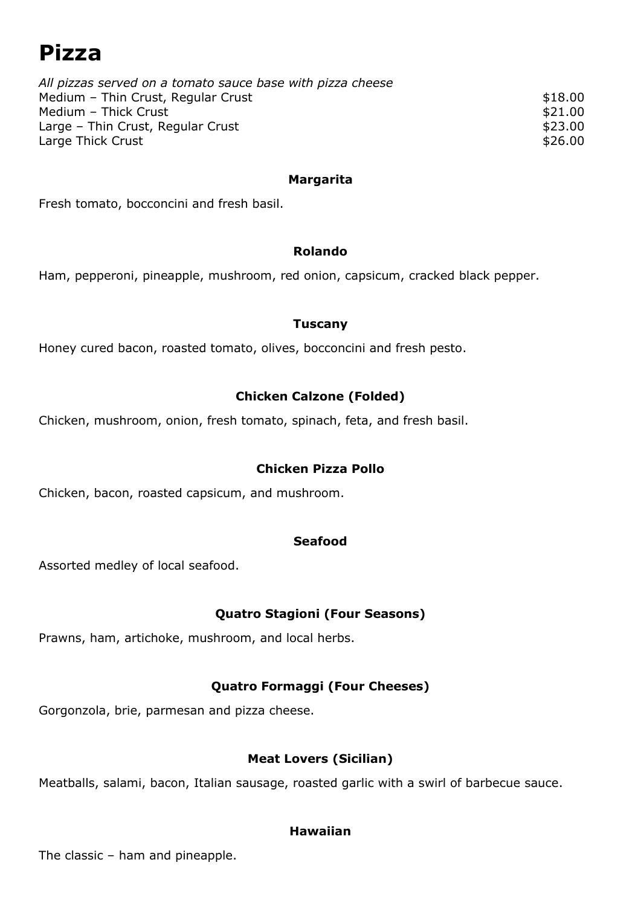# Pizza

*All pizzas served on a tomato sauce base with pizza cheese*

| | |
|---|---|
| Medium – Thin Crust, Regular Crust | $18.00 |
| Medium – Thick Crust | $21.00 |
| Large – Thin Crust, Regular Crust | $23.00 |
| Large Thick Crust | $26.00 |

**Margarita**

Fresh tomato, bocconcini and fresh basil.

**Rolando**

Ham, pepperoni, pineapple, mushroom, red onion, capsicum, cracked black pepper.

**Tuscany**

Honey cured bacon, roasted tomato, olives, bocconcini and fresh pesto.

**Chicken Calzone (Folded)**

Chicken, mushroom, onion, fresh tomato, spinach, feta, and fresh basil.

**Chicken Pizza Pollo**

Chicken, bacon, roasted capsicum, and mushroom.

**Seafood**

Assorted medley of local seafood.

**Quatro Stagioni (Four Seasons)**

Prawns, ham, artichoke, mushroom, and local herbs.

**Quatro Formaggi (Four Cheeses)**

Gorgonzola, brie, parmesan and pizza cheese.

**Meat Lovers (Sicilian)**

Meatballs, salami, bacon, Italian sausage, roasted garlic with a swirl of barbecue sauce.

**Hawaiian**

The classic – ham and pineapple.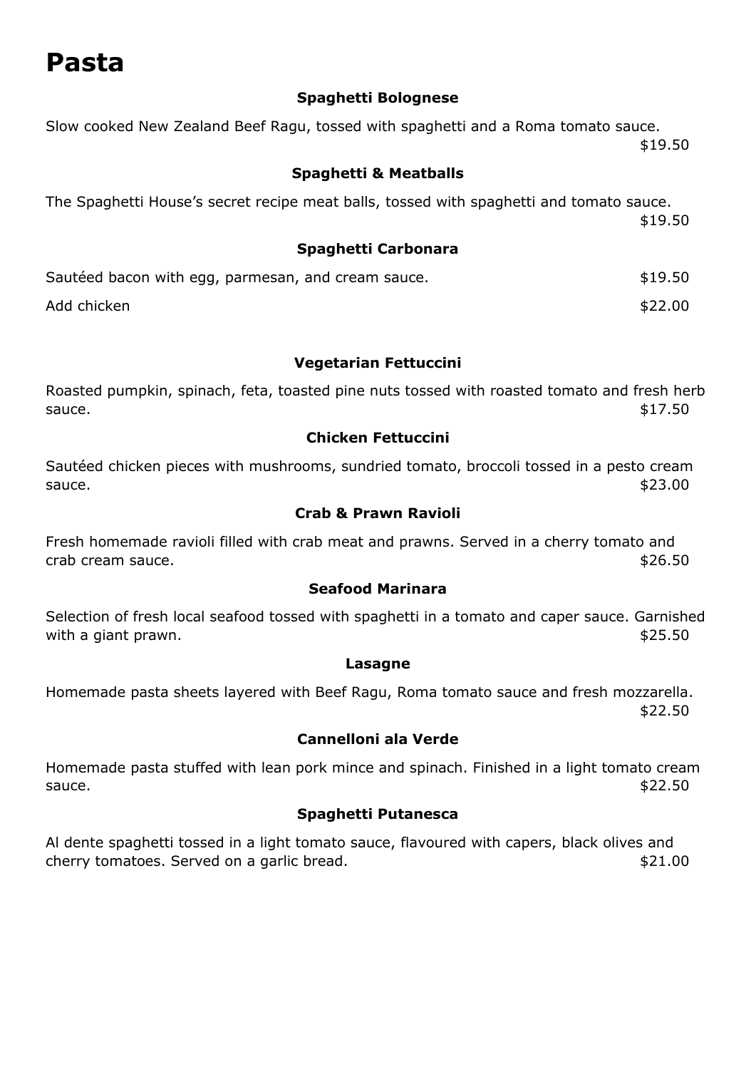# Pasta

### Spaghetti Bolognese

Slow cooked New Zealand Beef Ragu, tossed with spaghetti and a Roma tomato sauce.
$19.50

### Spaghetti & Meatballs

The Spaghetti House's secret recipe meat balls, tossed with spaghetti and tomato sauce.
$19.50

### Spaghetti Carbonara

Sautéed bacon with egg, parmesan, and cream sauce. $19.50

Add chicken $22.00

### Vegetarian Fettuccini

Roasted pumpkin, spinach, feta, toasted pine nuts tossed with roasted tomato and fresh herb sauce. $17.50

### Chicken Fettuccini

Sautéed chicken pieces with mushrooms, sundried tomato, broccoli tossed in a pesto cream sauce. $23.00

### Crab & Prawn Ravioli

Fresh homemade ravioli filled with crab meat and prawns. Served in a cherry tomato and crab cream sauce. $26.50

### Seafood Marinara

Selection of fresh local seafood tossed with spaghetti in a tomato and caper sauce. Garnished with a giant prawn. $25.50

### Lasagne

Homemade pasta sheets layered with Beef Ragu, Roma tomato sauce and fresh mozzarella.
$22.50

### Cannelloni ala Verde

Homemade pasta stuffed with lean pork mince and spinach. Finished in a light tomato cream sauce. $22.50

### Spaghetti Putanesca

Al dente spaghetti tossed in a light tomato sauce, flavoured with capers, black olives and cherry tomatoes. Served on a garlic bread. $21.00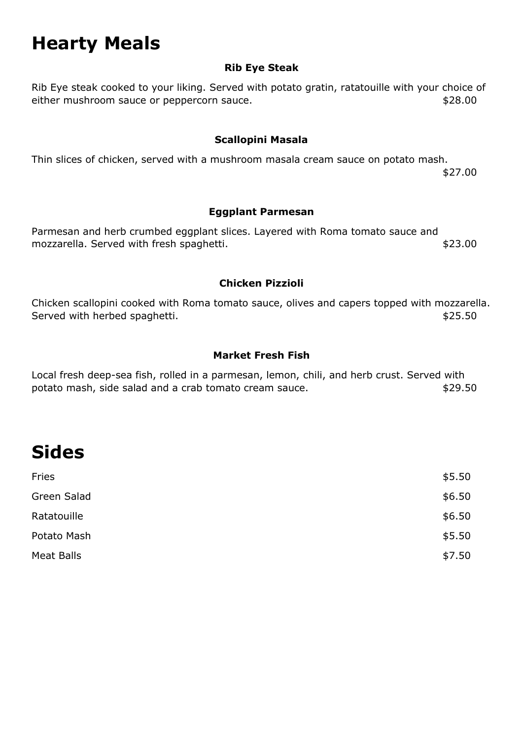# Hearty Meals

### Rib Eye Steak

Rib Eye steak cooked to your liking. Served with potato gratin, ratatouille with your choice of either mushroom sauce or peppercorn sauce. $28.00

### Scallopini Masala

Thin slices of chicken, served with a mushroom masala cream sauce on potato mash.
$27.00

### Eggplant Parmesan

Parmesan and herb crumbed eggplant slices. Layered with Roma tomato sauce and mozzarella. Served with fresh spaghetti. $23.00

### Chicken Pizzioli

Chicken scallopini cooked with Roma tomato sauce, olives and capers topped with mozzarella. Served with herbed spaghetti. $25.50

### Market Fresh Fish

Local fresh deep-sea fish, rolled in a parmesan, lemon, chili, and herb crust. Served with potato mash, side salad and a crab tomato cream sauce. $29.50

# Sides

| | |
|---|---|
| Fries | $5.50 |
| Green Salad | $6.50 |
| Ratatouille | $6.50 |
| Potato Mash | $5.50 |
| Meat Balls | $7.50 |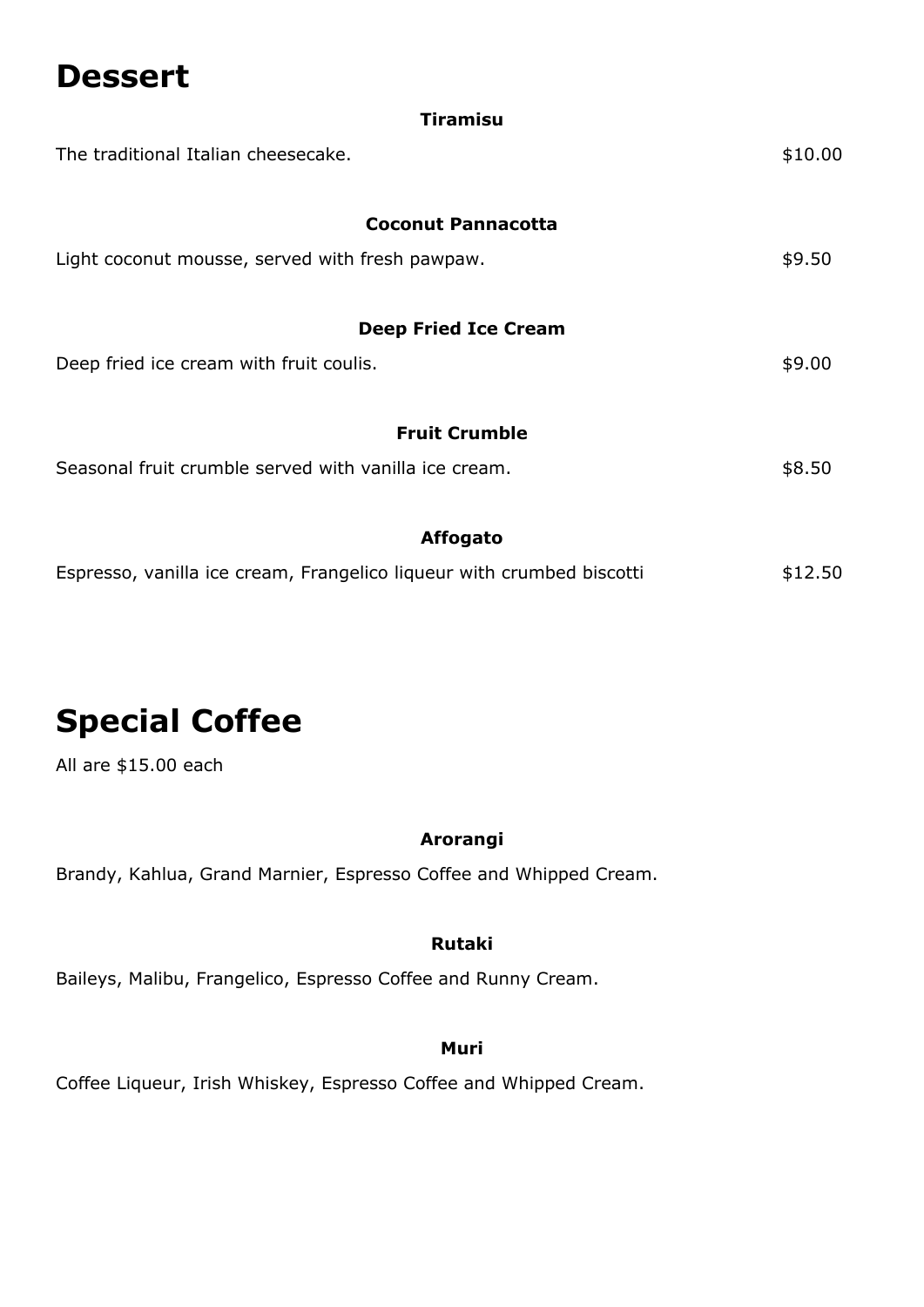# Dessert

### Tiramisu

The traditional Italian cheesecake. $10.00

### Coconut Pannacotta

Light coconut mousse, served with fresh pawpaw. $9.50

### Deep Fried Ice Cream

Deep fried ice cream with fruit coulis. $9.00

### Fruit Crumble

Seasonal fruit crumble served with vanilla ice cream. $8.50

### Affogato

Espresso, vanilla ice cream, Frangelico liqueur with crumbed biscotti $12.50

# Special Coffee

All are $15.00 each

### Arorangi

Brandy, Kahlua, Grand Marnier, Espresso Coffee and Whipped Cream.

### Rutaki

Baileys, Malibu, Frangelico, Espresso Coffee and Runny Cream.

### Muri

Coffee Liqueur, Irish Whiskey, Espresso Coffee and Whipped Cream.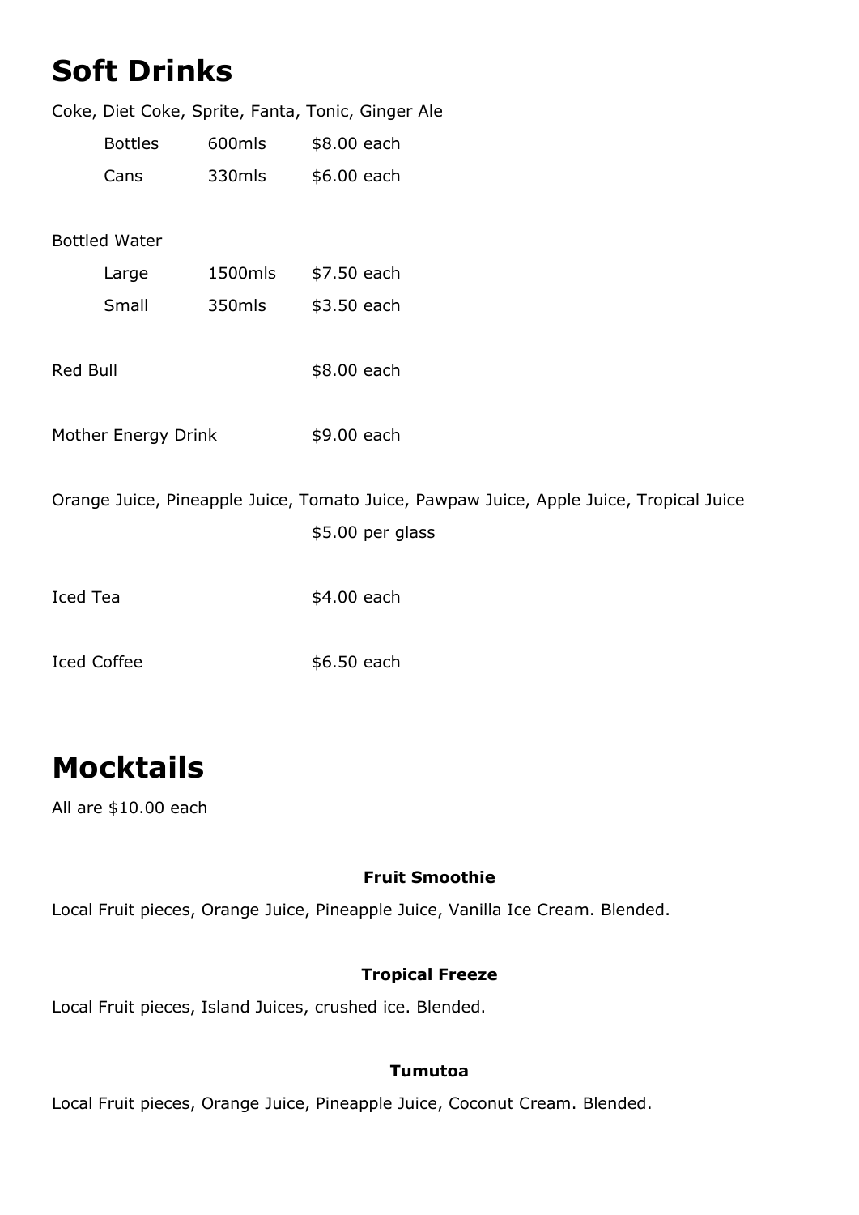# Soft Drinks

Coke, Diet Coke, Sprite, Fanta, Tonic, Ginger Ale

| | | |
|---|---|---|
| Bottles | 600mls | $8.00 each |
| Cans | 330mls | $6.00 each |

Bottled Water

| | | |
|---|---|---|
| Large | 1500mls | $7.50 each |
| Small | 350mls | $3.50 each |

Red Bull $8.00 each

Mother Energy Drink $9.00 each

Orange Juice, Pineapple Juice, Tomato Juice, Pawpaw Juice, Apple Juice, Tropical Juice

$5.00 per glass

Iced Tea $4.00 each

Iced Coffee $6.50 each

# Mocktails

All are $10.00 each

**Fruit Smoothie**

Local Fruit pieces, Orange Juice, Pineapple Juice, Vanilla Ice Cream. Blended.

**Tropical Freeze**

Local Fruit pieces, Island Juices, crushed ice. Blended.

**Tumutoa**

Local Fruit pieces, Orange Juice, Pineapple Juice, Coconut Cream. Blended.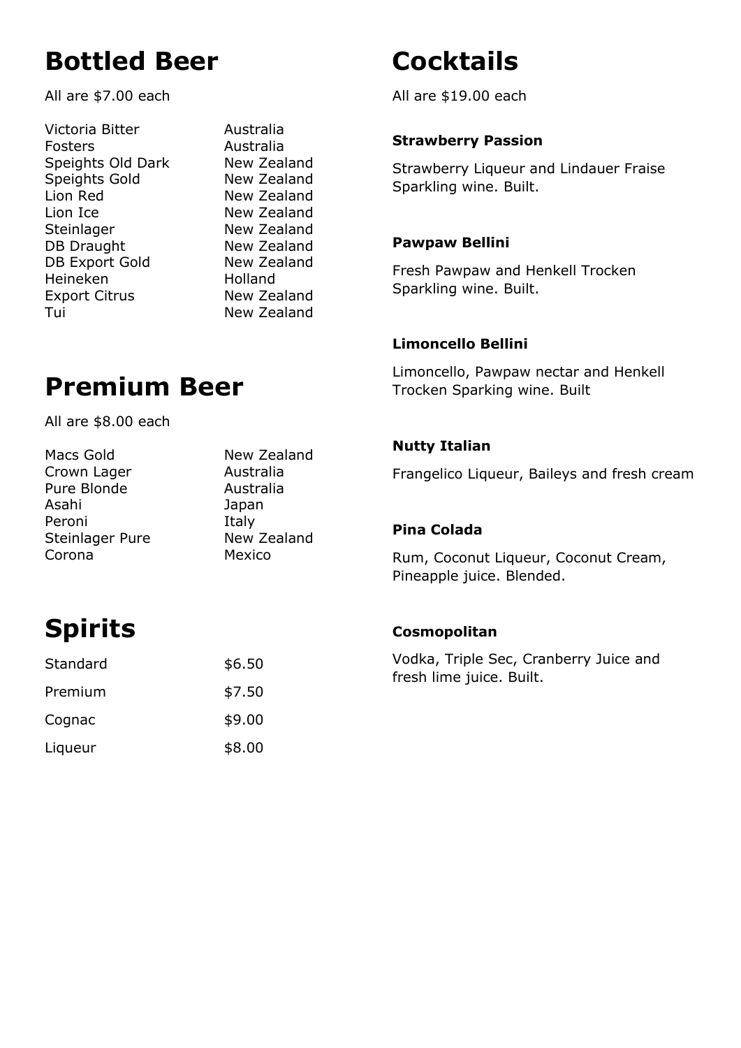# Bottled Beer

All are $7.00 each

| | |
|---|---|
| Victoria Bitter | Australia |
| Fosters | Australia |
| Speights Old Dark | New Zealand |
| Speights Gold | New Zealand |
| Lion Red | New Zealand |
| Lion Ice | New Zealand |
| Steinlager | New Zealand |
| DB Draught | New Zealand |
| DB Export Gold | New Zealand |
| Heineken | Holland |
| Export Citrus | New Zealand |
| Tui | New Zealand |

# Premium Beer

All are $8.00 each

| | |
|---|---|
| Macs Gold | New Zealand |
| Crown Lager | Australia |
| Pure Blonde | Australia |
| Asahi | Japan |
| Peroni | Italy |
| Steinlager Pure | New Zealand |
| Corona | Mexico |

# Spirits

| | |
|---|---|
| Standard | $6.50 |
| Premium | $7.50 |
| Cognac | $9.00 |
| Liqueur | $8.00 |

# Cocktails

All are $19.00 each

**Strawberry Passion**

Strawberry Liqueur and Lindauer Fraise Sparkling wine. Built.

**Pawpaw Bellini**

Fresh Pawpaw and Henkell Trocken Sparkling wine. Built.

**Limoncello Bellini**

Limoncello, Pawpaw nectar and Henkell Trocken Sparking wine. Built

**Nutty Italian**

Frangelico Liqueur, Baileys and fresh cream

**Pina Colada**

Rum, Coconut Liqueur, Coconut Cream, Pineapple juice. Blended.

**Cosmopolitan**

Vodka, Triple Sec, Cranberry Juice and fresh lime juice. Built.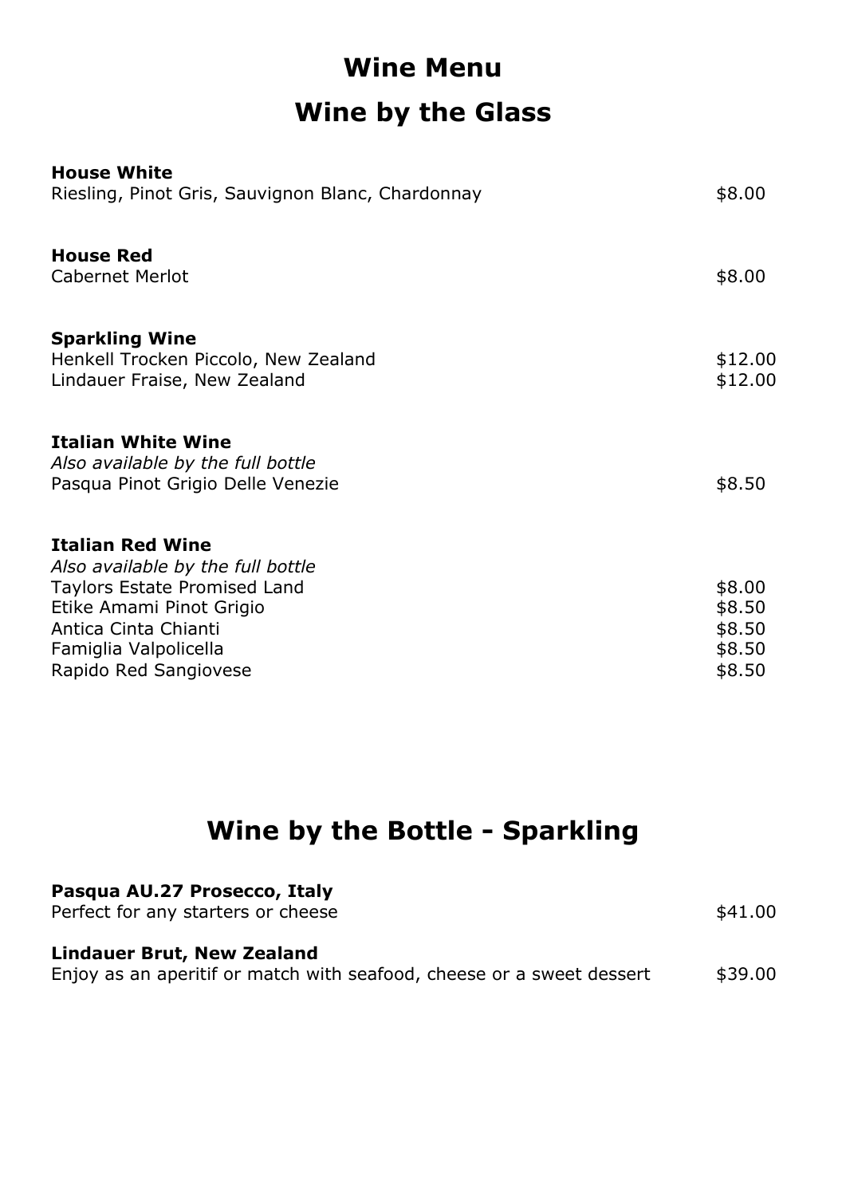# Wine Menu

## Wine by the Glass

| | |
|---|---|
| **House White** | |
| Riesling, Pinot Gris, Sauvignon Blanc, Chardonnay | $8.00 |
| **House Red** | |
| Cabernet Merlot | $8.00 |
| **Sparkling Wine** | |
| Henkell Trocken Piccolo, New Zealand | $12.00 |
| Lindauer Fraise, New Zealand | $12.00 |
| **Italian White Wine** | |
| *Also available by the full bottle* | |
| Pasqua Pinot Grigio Delle Venezie | $8.50 |
| **Italian Red Wine** | |
| *Also available by the full bottle* | |
| Taylors Estate Promised Land | $8.00 |
| Etike Amami Pinot Grigio | $8.50 |
| Antica Cinta Chianti | $8.50 |
| Famiglia Valpolicella | $8.50 |
| Rapido Red Sangiovese | $8.50 |

## Wine by the Bottle - Sparkling

| | |
|---|---|
| **Pasqua AU.27 Prosecco, Italy** | |
| Perfect for any starters or cheese | $41.00 |
| **Lindauer Brut, New Zealand** | |
| Enjoy as an aperitif or match with seafood, cheese or a sweet dessert | $39.00 |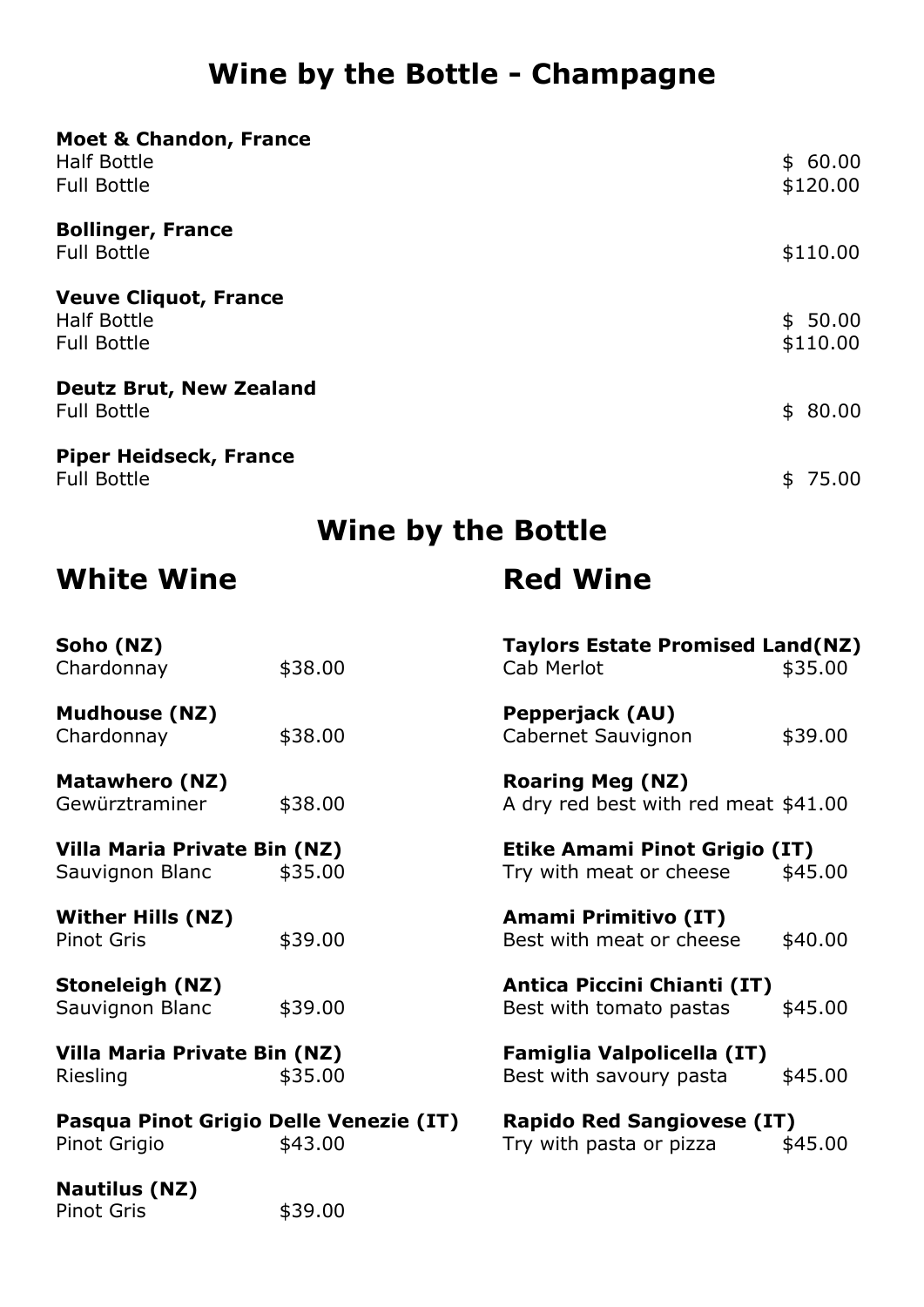# Wine by the Bottle - Champagne

**Moet & Chandon, France**
Half Bottle $ 60.00
Full Bottle $120.00

**Bollinger, France**
Full Bottle $110.00

**Veuve Cliquot, France**
Half Bottle $ 50.00
Full Bottle $110.00

**Deutz Brut, New Zealand**
Full Bottle $ 80.00

**Piper Heidseck, France**
Full Bottle $ 75.00

# Wine by the Bottle

## White Wine

**Soho (NZ)**
Chardonnay $38.00

**Mudhouse (NZ)**
Chardonnay $38.00

**Matawhero (NZ)**
Gewürztraminer $38.00

**Villa Maria Private Bin (NZ)**
Sauvignon Blanc $35.00

**Wither Hills (NZ)**
Pinot Gris $39.00

**Stoneleigh (NZ)**
Sauvignon Blanc $39.00

**Villa Maria Private Bin (NZ)**
Riesling $35.00

**Pasqua Pinot Grigio Delle Venezie (IT)**
Pinot Grigio $43.00

**Nautilus (NZ)**
Pinot Gris $39.00

## Red Wine

**Taylors Estate Promised Land(NZ)**
Cab Merlot $35.00

**Pepperjack (AU)**
Cabernet Sauvignon $39.00

**Roaring Meg (NZ)**
A dry red best with red meat $41.00

**Etike Amami Pinot Grigio (IT)**
Try with meat or cheese $45.00

**Amami Primitivo (IT)**
Best with meat or cheese $40.00

**Antica Piccini Chianti (IT)**
Best with tomato pastas $45.00

**Famiglia Valpolicella (IT)**
Best with savoury pasta $45.00

**Rapido Red Sangiovese (IT)**
Try with pasta or pizza $45.00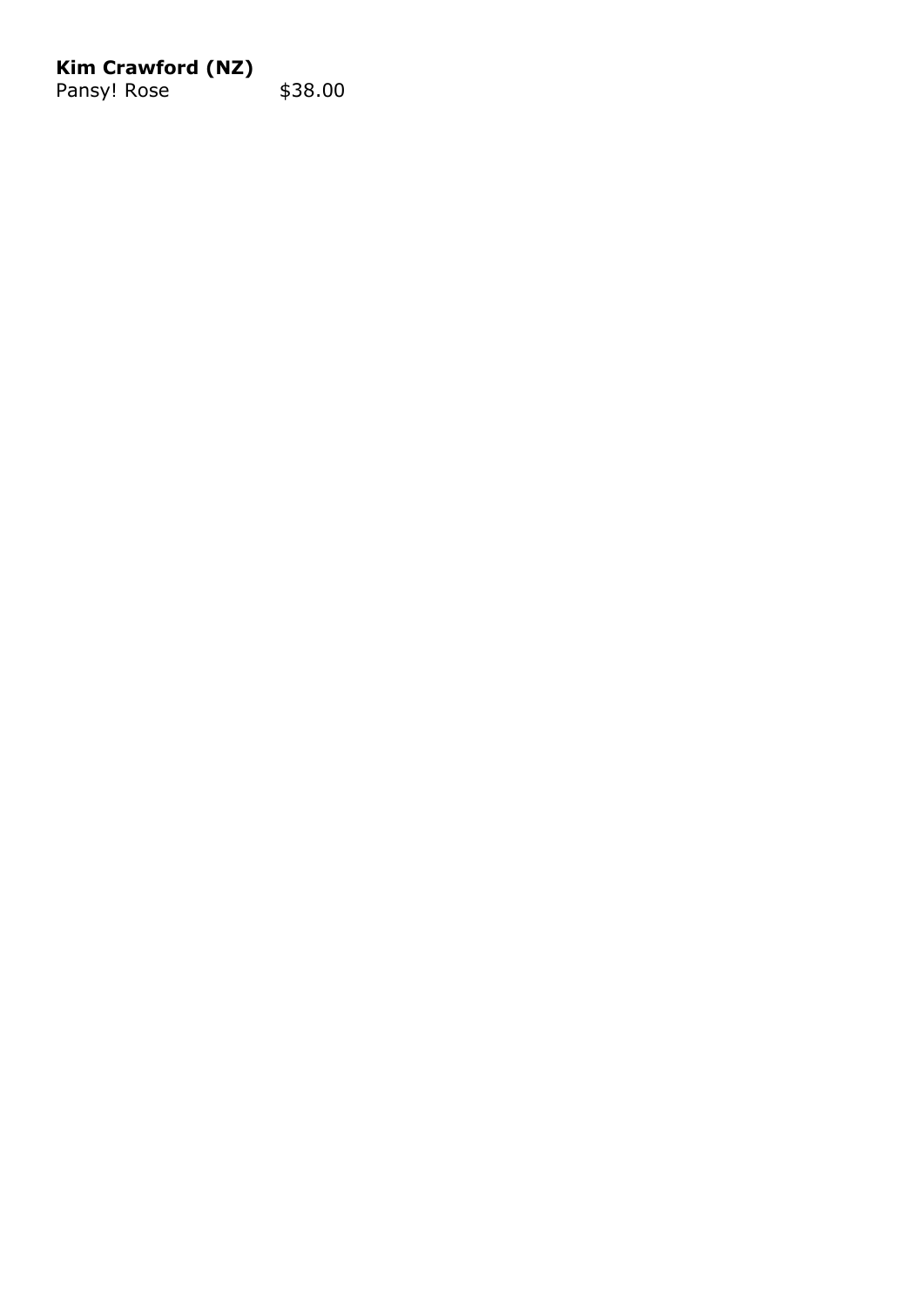**Kim Crawford (NZ)**

Pansy! Rose $38.00